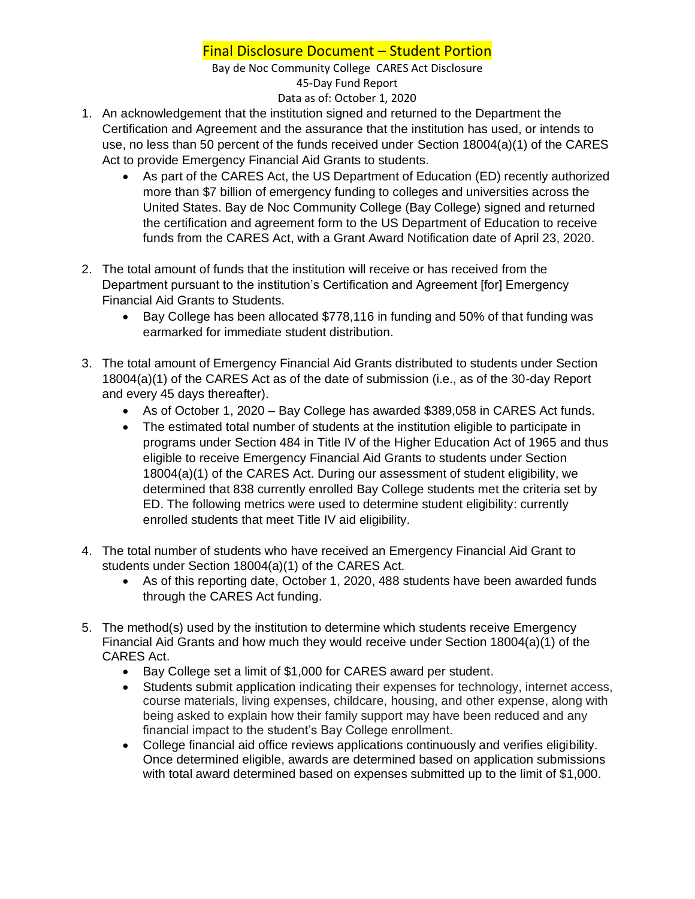# Final Disclosure Document – Student Portion

Bay de Noc Community College CARES Act Disclosure
45-Day Fund Report
Data as of: October 1, 2020

1. An acknowledgement that the institution signed and returned to the Department the Certification and Agreement and the assurance that the institution has used, or intends to use, no less than 50 percent of the funds received under Section 18004(a)(1) of the CARES Act to provide Emergency Financial Aid Grants to students.
   - As part of the CARES Act, the US Department of Education (ED) recently authorized more than $7 billion of emergency funding to colleges and universities across the United States. Bay de Noc Community College (Bay College) signed and returned the certification and agreement form to the US Department of Education to receive funds from the CARES Act, with a Grant Award Notification date of April 23, 2020.

2. The total amount of funds that the institution will receive or has received from the Department pursuant to the institution's Certification and Agreement [for] Emergency Financial Aid Grants to Students.
   - Bay College has been allocated $778,116 in funding and 50% of that funding was earmarked for immediate student distribution.

3. The total amount of Emergency Financial Aid Grants distributed to students under Section 18004(a)(1) of the CARES Act as of the date of submission (i.e., as of the 30-day Report and every 45 days thereafter).
   - As of October 1, 2020 – Bay College has awarded $389,058 in CARES Act funds.
   - The estimated total number of students at the institution eligible to participate in programs under Section 484 in Title IV of the Higher Education Act of 1965 and thus eligible to receive Emergency Financial Aid Grants to students under Section 18004(a)(1) of the CARES Act. During our assessment of student eligibility, we determined that 838 currently enrolled Bay College students met the criteria set by ED. The following metrics were used to determine student eligibility: currently enrolled students that meet Title IV aid eligibility.

4. The total number of students who have received an Emergency Financial Aid Grant to students under Section 18004(a)(1) of the CARES Act.
   - As of this reporting date, October 1, 2020, 488 students have been awarded funds through the CARES Act funding.

5. The method(s) used by the institution to determine which students receive Emergency Financial Aid Grants and how much they would receive under Section 18004(a)(1) of the CARES Act.
   - Bay College set a limit of $1,000 for CARES award per student.
   - Students submit application indicating their expenses for technology, internet access, course materials, living expenses, childcare, housing, and other expense, along with being asked to explain how their family support may have been reduced and any financial impact to the student's Bay College enrollment.
   - College financial aid office reviews applications continuously and verifies eligibility. Once determined eligible, awards are determined based on application submissions with total award determined based on expenses submitted up to the limit of $1,000.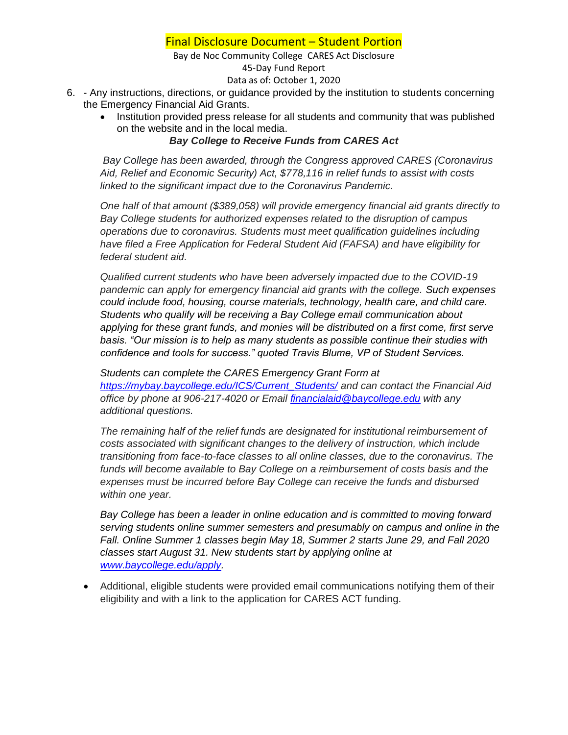Final Disclosure Document – Student Portion

Bay de Noc Community College CARES Act Disclosure
45-Day Fund Report
Data as of: October 1, 2020

6. - Any instructions, directions, or guidance provided by the institution to students concerning the Emergency Financial Aid Grants.
   - Institution provided press release for all students and community that was published on the website and in the local media.

***Bay College to Receive Funds from CARES Act***

*Bay College has been awarded, through the Congress approved CARES (Coronavirus Aid, Relief and Economic Security) Act, $778,116 in relief funds to assist with costs linked to the significant impact due to the Coronavirus Pandemic.*

*One half of that amount ($389,058) will provide emergency financial aid grants directly to Bay College students for authorized expenses related to the disruption of campus operations due to coronavirus. Students must meet qualification guidelines including have filed a Free Application for Federal Student Aid (FAFSA) and have eligibility for federal student aid.*

*Qualified current students who have been adversely impacted due to the COVID-19 pandemic can apply for emergency financial aid grants with the college. Such expenses could include food, housing, course materials, technology, health care, and child care. Students who qualify will be receiving a Bay College email communication about applying for these grant funds, and monies will be distributed on a first come, first serve basis. "Our mission is to help as many students as possible continue their studies with confidence and tools for success." quoted Travis Blume, VP of Student Services.*

*Students can complete the CARES Emergency Grant Form at [https://mybay.baycollege.edu/ICS/Current_Students/](https://mybay.baycollege.edu/ICS/Current_Students/) and can contact the Financial Aid office by phone at 906-217-4020 or Email [financialaid@baycollege.edu](mailto:financialaid@baycollege.edu) with any additional questions.*

*The remaining half of the relief funds are designated for institutional reimbursement of costs associated with significant changes to the delivery of instruction, which include transitioning from face-to-face classes to all online classes, due to the coronavirus. The funds will become available to Bay College on a reimbursement of costs basis and the expenses must be incurred before Bay College can receive the funds and disbursed within one year.*

*Bay College has been a leader in online education and is committed to moving forward serving students online summer semesters and presumably on campus and online in the Fall. Online Summer 1 classes begin May 18, Summer 2 starts June 29, and Fall 2020 classes start August 31. New students start by applying online at [www.baycollege.edu/apply](http://www.baycollege.edu/apply).*

- Additional, eligible students were provided email communications notifying them of their eligibility and with a link to the application for CARES ACT funding.